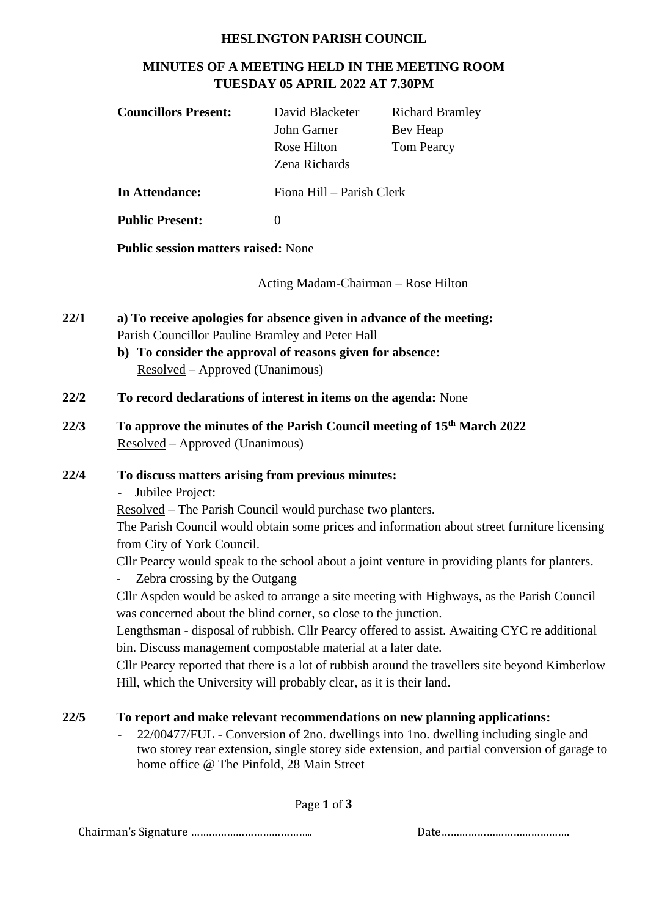# HESLINGTON PARISH COUNCIL

## MINUTES OF A MEETING HELD IN THE MEETING ROOM TUESDAY 05 APRIL 2022 AT 7.30PM

| | | |
|---|---|---|
| **Councillors Present:** | David Blacketer | Richard Bramley |
| | John Garner | Bev Heap |
| | Rose Hilton | Tom Pearcy |
| | Zena Richards | |
| **In Attendance:** | Fiona Hill – Parish Clerk | |
| **Public Present:** | 0 | |

**Public session matters raised:** None

Acting Madam-Chairman – Rose Hilton

**22/1** **a) To receive apologies for absence given in advance of the meeting:**
Parish Councillor Pauline Bramley and Peter Hall

**b) To consider the approval of reasons given for absence:**
Resolved – Approved (Unanimous)

**22/2** **To record declarations of interest in items on the agenda:** None

**22/3** **To approve the minutes of the Parish Council meeting of 15th March 2022**
Resolved – Approved (Unanimous)

**22/4** **To discuss matters arising from previous minutes:**

- Jubilee Project:

Resolved – The Parish Council would purchase two planters.
The Parish Council would obtain some prices and information about street furniture licensing from City of York Council.
Cllr Pearcy would speak to the school about a joint venture in providing plants for planters.

- Zebra crossing by the Outgang

Cllr Aspden would be asked to arrange a site meeting with Highways, as the Parish Council was concerned about the blind corner, so close to the junction.
Lengthsman - disposal of rubbish. Cllr Pearcy offered to assist. Awaiting CYC re additional bin. Discuss management compostable material at a later date.
Cllr Pearcy reported that there is a lot of rubbish around the travellers site beyond Kimberlow Hill, which the University will probably clear, as it is their land.

**22/5** **To report and make relevant recommendations on new planning applications:**

- 22/00477/FUL - Conversion of 2no. dwellings into 1no. dwelling including single and two storey rear extension, single storey side extension, and partial conversion of garage to home office @ The Pinfold, 28 Main Street

Chairman's Signature ………………………………… Date……………………………………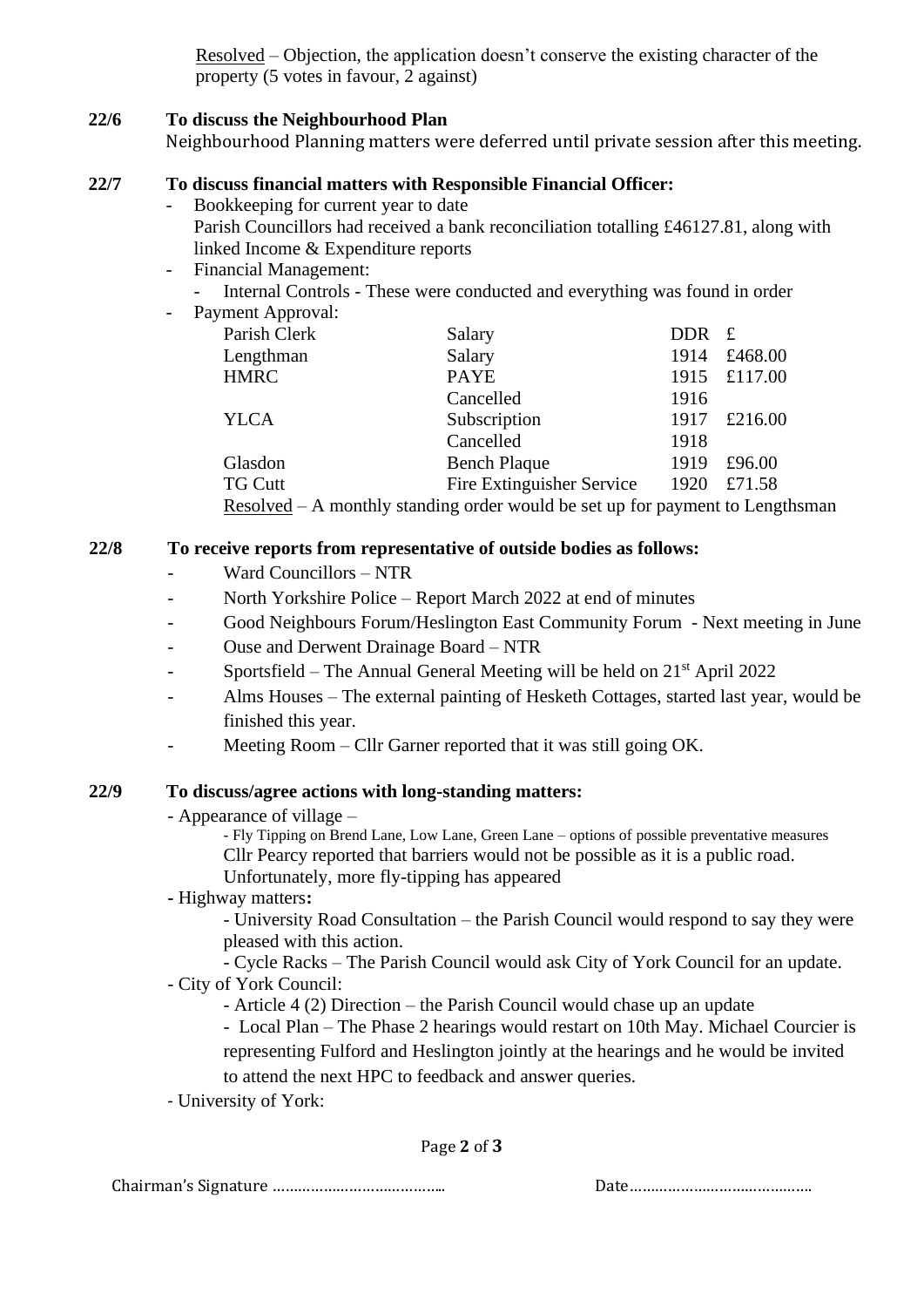Resolved – Objection, the application doesn't conserve the existing character of the property (5 votes in favour, 2 against)

**22/6 To discuss the Neighbourhood Plan**

Neighbourhood Planning matters were deferred until private session after this meeting.

**22/7 To discuss financial matters with Responsible Financial Officer:**

- Bookkeeping for current year to date
  Parish Councillors had received a bank reconciliation totalling £46127.81, along with linked Income & Expenditure reports
- Financial Management:
  - Internal Controls - These were conducted and everything was found in order
- Payment Approval:

| | | | |
|---|---|---|---|
| Parish Clerk | Salary | DDR | £ |
| Lengthman | Salary | 1914 | £468.00 |
| HMRC | PAYE | 1915 | £117.00 |
| | Cancelled | 1916 | |
| YLCA | Subscription | 1917 | £216.00 |
| | Cancelled | 1918 | |
| Glasdon | Bench Plaque | 1919 | £96.00 |
| TG Cutt | Fire Extinguisher Service | 1920 | £71.58 |

Resolved – A monthly standing order would be set up for payment to Lengthsman

**22/8 To receive reports from representative of outside bodies as follows:**

- Ward Councillors – NTR
- North Yorkshire Police – Report March 2022 at end of minutes
- Good Neighbours Forum/Heslington East Community Forum - Next meeting in June
- Ouse and Derwent Drainage Board – NTR
- Sportsfield – The Annual General Meeting will be held on 21st April 2022
- Alms Houses – The external painting of Hesketh Cottages, started last year, would be finished this year.
- Meeting Room – Cllr Garner reported that it was still going OK.

**22/9 To discuss/agree actions with long-standing matters:**

- Appearance of village –
  - Fly Tipping on Brend Lane, Low Lane, Green Lane – options of possible preventative measures
    Cllr Pearcy reported that barriers would not be possible as it is a public road. Unfortunately, more fly-tipping has appeared
- Highway matters**:**
  - University Road Consultation – the Parish Council would respond to say they were pleased with this action.
  - Cycle Racks – The Parish Council would ask City of York Council for an update.
- City of York Council:
  - Article 4 (2) Direction – the Parish Council would chase up an update
  - Local Plan – The Phase 2 hearings would restart on 10th May. Michael Courcier is representing Fulford and Heslington jointly at the hearings and he would be invited to attend the next HPC to feedback and answer queries.
- University of York:

Chairman's Signature ………………………………….. Date……………………………………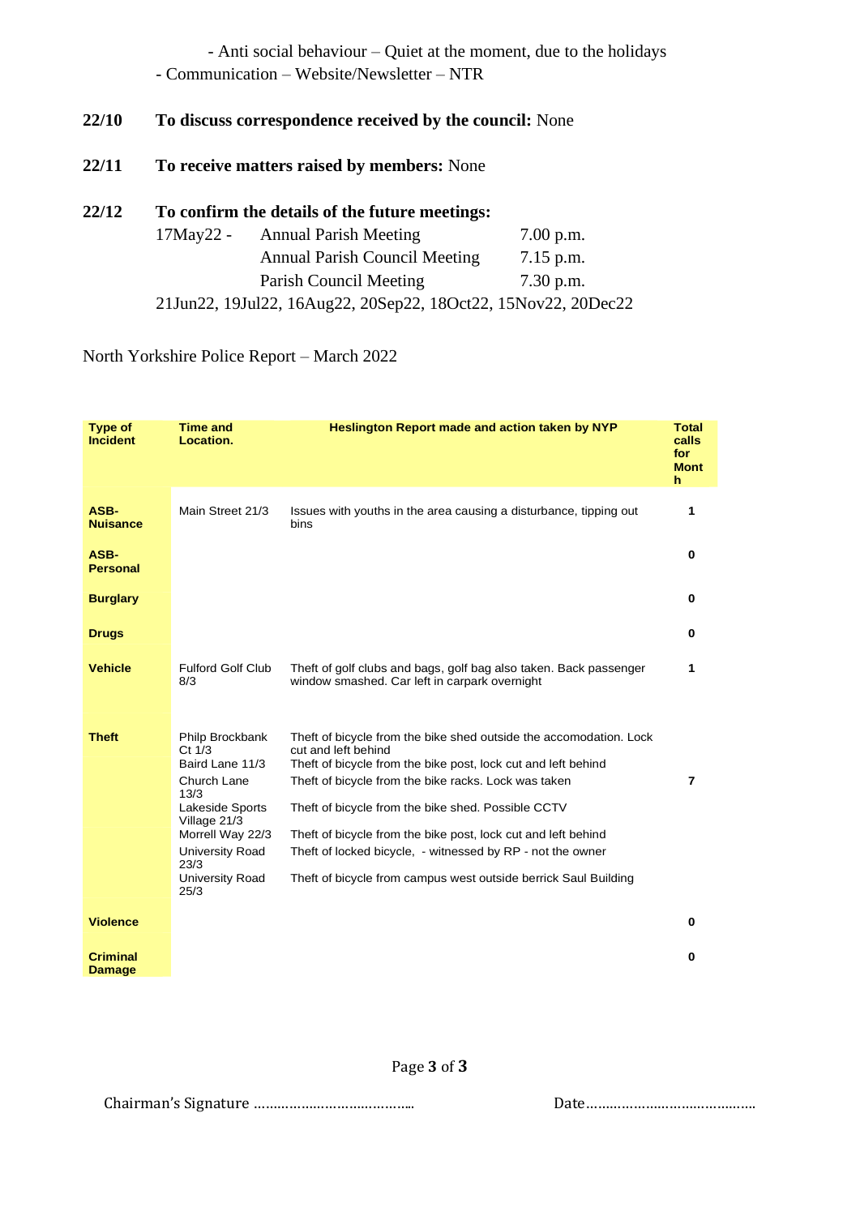- Anti social behaviour – Quiet at the moment, due to the holidays
- Communication – Website/Newsletter – NTR

**22/10 To discuss correspondence received by the council:** None

**22/11 To receive matters raised by members:** None

**22/12 To confirm the details of the future meetings:**

| | | |
|---|---|---|
| 17May22 - | Annual Parish Meeting | 7.00 p.m. |
| | Annual Parish Council Meeting | 7.15 p.m. |
| | Parish Council Meeting | 7.30 p.m. |

21Jun22, 19Jul22, 16Aug22, 20Sep22, 18Oct22, 15Nov22, 20Dec22

North Yorkshire Police Report – March 2022

| Type of Incident | Time and Location. | Heslington Report made and action taken by NYP | Total calls for Month |
|---|---|---|---|
| ASB-Nuisance | Main Street 21/3 | Issues with youths in the area causing a disturbance, tipping out bins | 1 |
| ASB-Personal | | | 0 |
| Burglary | | | 0 |
| Drugs | | | 0 |
| Vehicle | Fulford Golf Club 8/3 | Theft of golf clubs and bags, golf bag also taken. Back passenger window smashed. Car left in carpark overnight | 1 |
| Theft | Philp Brockbank Ct 1/3<br>Baird Lane 11/3<br>Church Lane 13/3<br>Lakeside Sports Village 21/3<br>Morrell Way 22/3<br>University Road 23/3<br>University Road 25/3 | Theft of bicycle from the bike shed outside the accomodation. Lock cut and left behind<br>Theft of bicycle from the bike post, lock cut and left behind<br>Theft of bicycle from the bike racks. Lock was taken<br>Theft of bicycle from the bike shed. Possible CCTV<br>Theft of bicycle from the bike post, lock cut and left behind<br>Theft of locked bicycle, - witnessed by RP - not the owner<br>Theft of bicycle from campus west outside berrick Saul Building | 7 |
| Violence | | | 0 |
| Criminal Damage | | | 0 |

Chairman's Signature ………………………………….. Date……………………………………